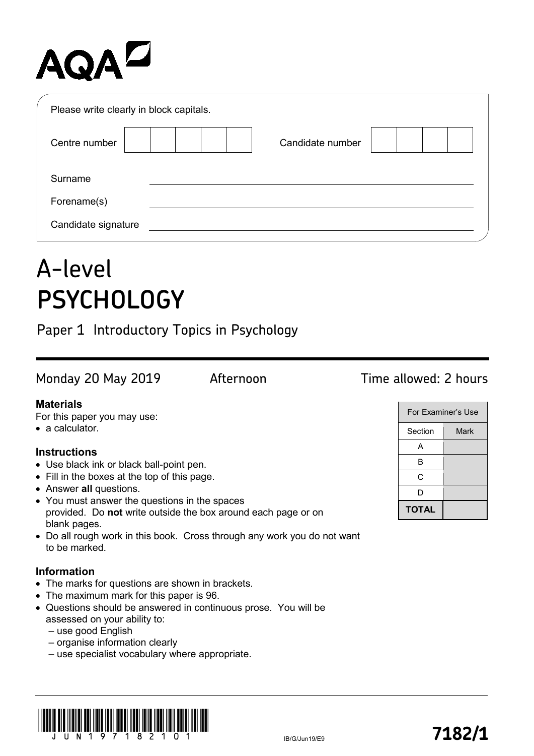AQA

Please write clearly in block capitals.

| Centre number | | | | | | Candidate number | | | | |
|---|---|---|---|---|---|---|---|---|---|---|

Surname ______________________________

Forename(s) ______________________________

Candidate signature ______________________________

# A-level
# PSYCHOLOGY

## Paper 1 Introductory Topics in Psychology

Monday 20 May 2019 Afternoon Time allowed: 2 hours

**Materials**

For this paper you may use:
- a calculator.

**Instructions**
- Use black ink or black ball-point pen.
- Fill in the boxes at the top of this page.
- Answer **all** questions.
- You must answer the questions in the spaces provided. Do **not** write outside the box around each page or on blank pages.
- Do all rough work in this book. Cross through any work you do not want to be marked.

**Information**
- The marks for questions are shown in brackets.
- The maximum mark for this paper is 96.
- Questions should be answered in continuous prose. You will be assessed on your ability to:
  - use good English
  - organise information clearly
  - use specialist vocabulary where appropriate.

| For Examiner's Use | |
|---|---|
| Section | Mark |
| A | |
| B | |
| C | |
| D | |
| **TOTAL** | |

J U N 1 9 7 1 8 2 1 0 1

IB/G/Jun19/E9

**7182/1**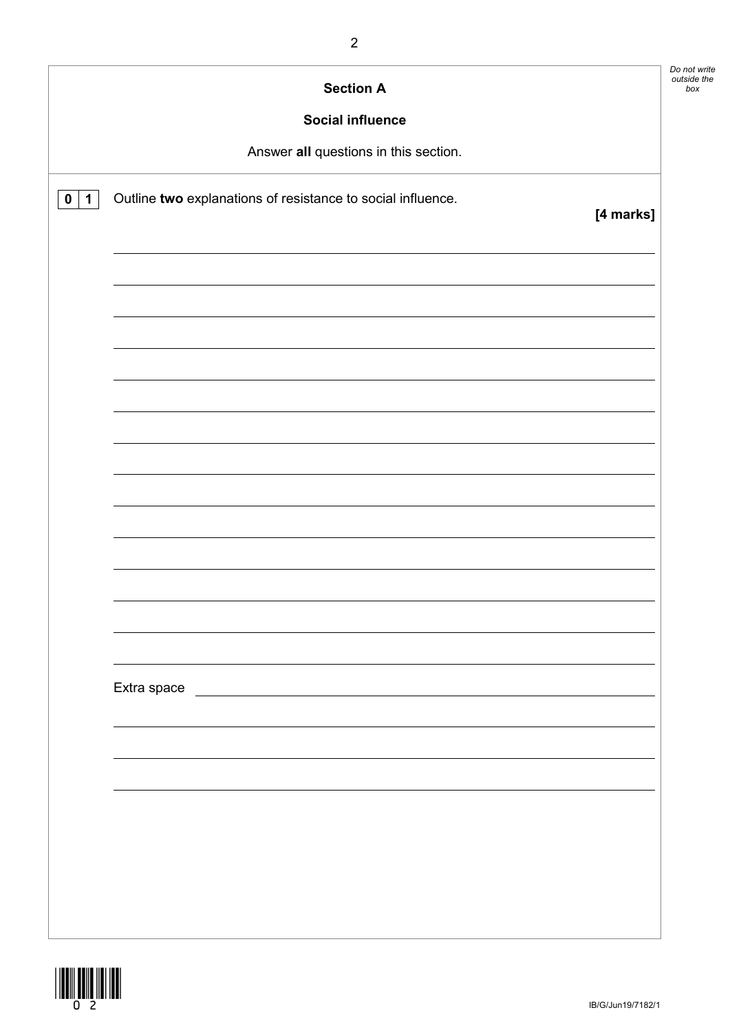## Section A

### Social influence

Answer **all** questions in this section.

**0 1** Outline **two** explanations of resistance to social influence.

**[4 marks]**

Extra space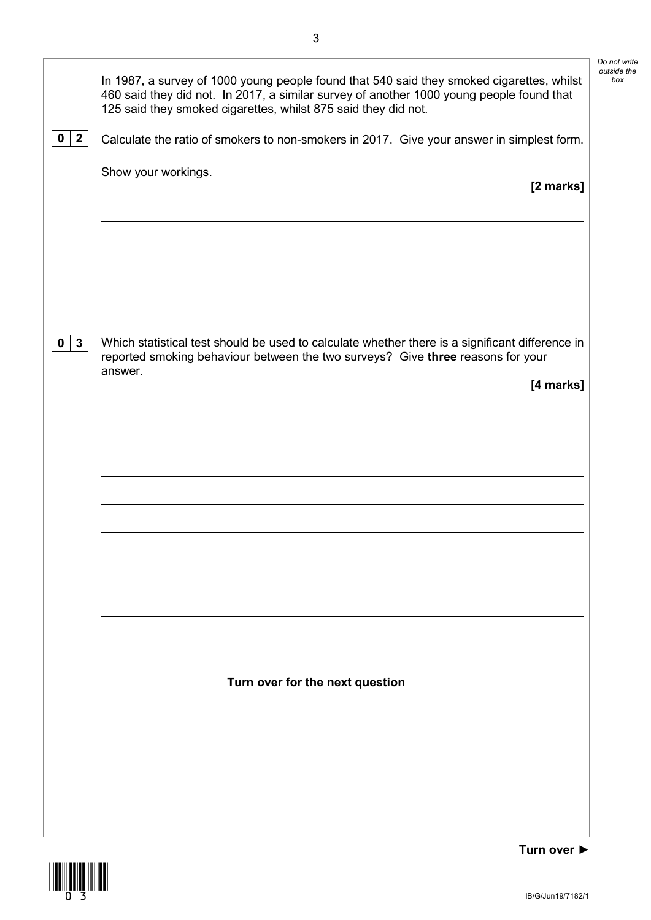In 1987, a survey of 1000 young people found that 540 said they smoked cigarettes, whilst 460 said they did not. In 2017, a similar survey of another 1000 young people found that 125 said they smoked cigarettes, whilst 875 said they did not.

**0 2** Calculate the ratio of smokers to non-smokers in 2017. Give your answer in simplest form.

Show your workings.

**[2 marks]**

**0 3** Which statistical test should be used to calculate whether there is a significant difference in reported smoking behaviour between the two surveys? Give **three** reasons for your answer.

**[4 marks]**

**Turn over for the next question**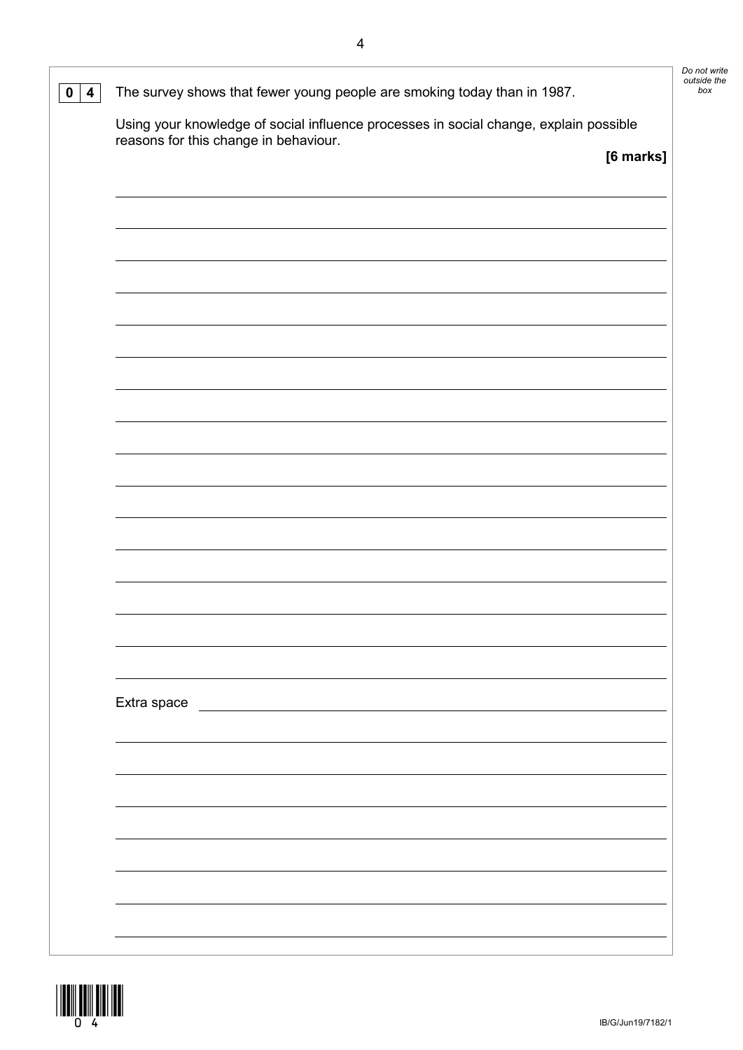**0 4** The survey shows that fewer young people are smoking today than in 1987.

Using your knowledge of social influence processes in social change, explain possible reasons for this change in behaviour.

**[6 marks]**

Extra space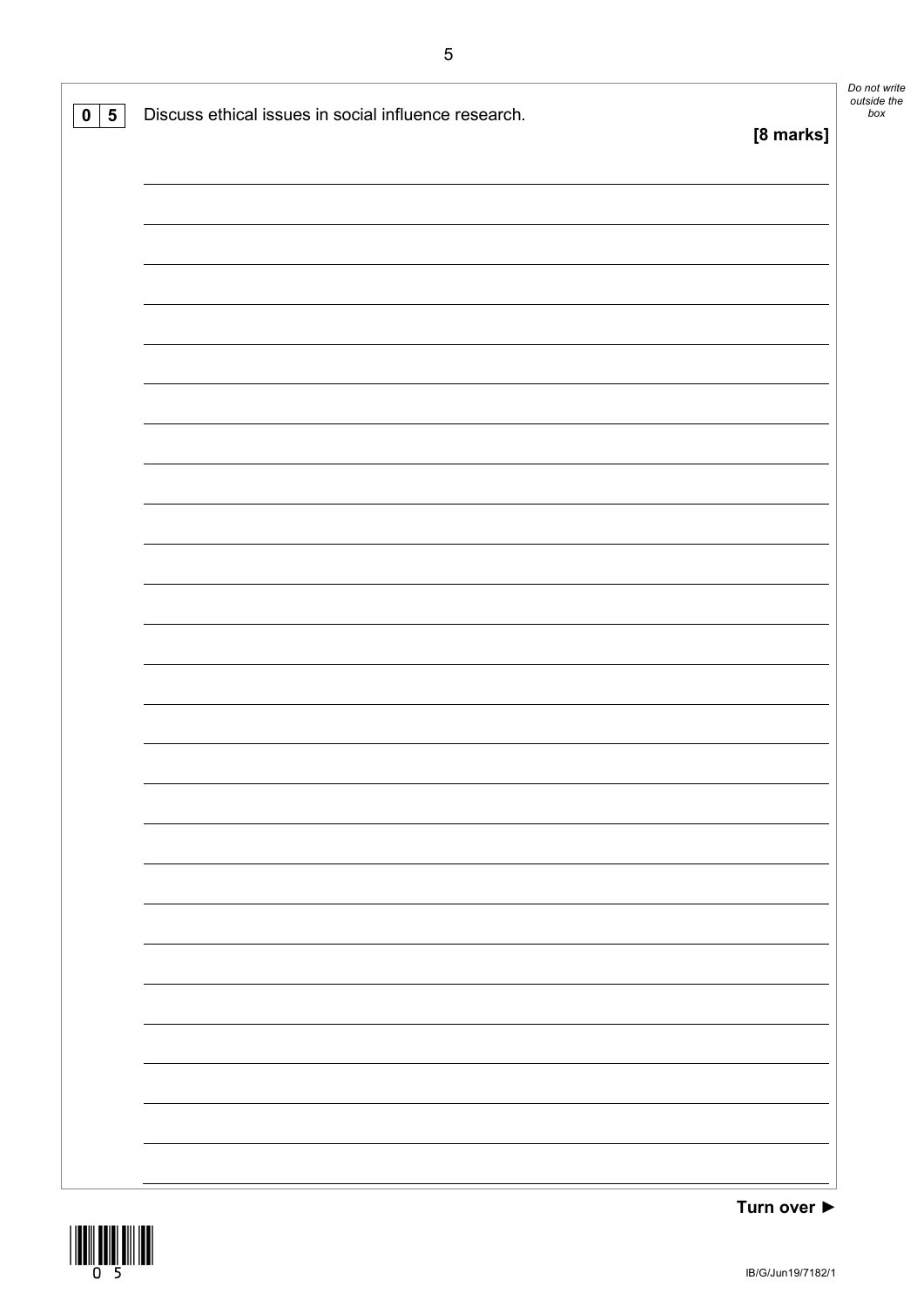**0 5** Discuss ethical issues in social influence research.

**[8 marks]**

Turn over ►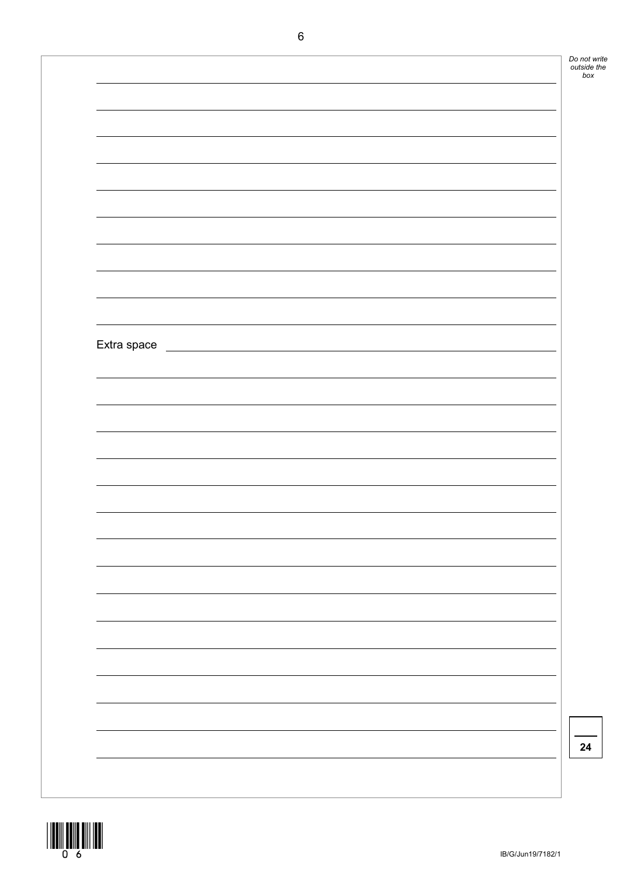Extra space

24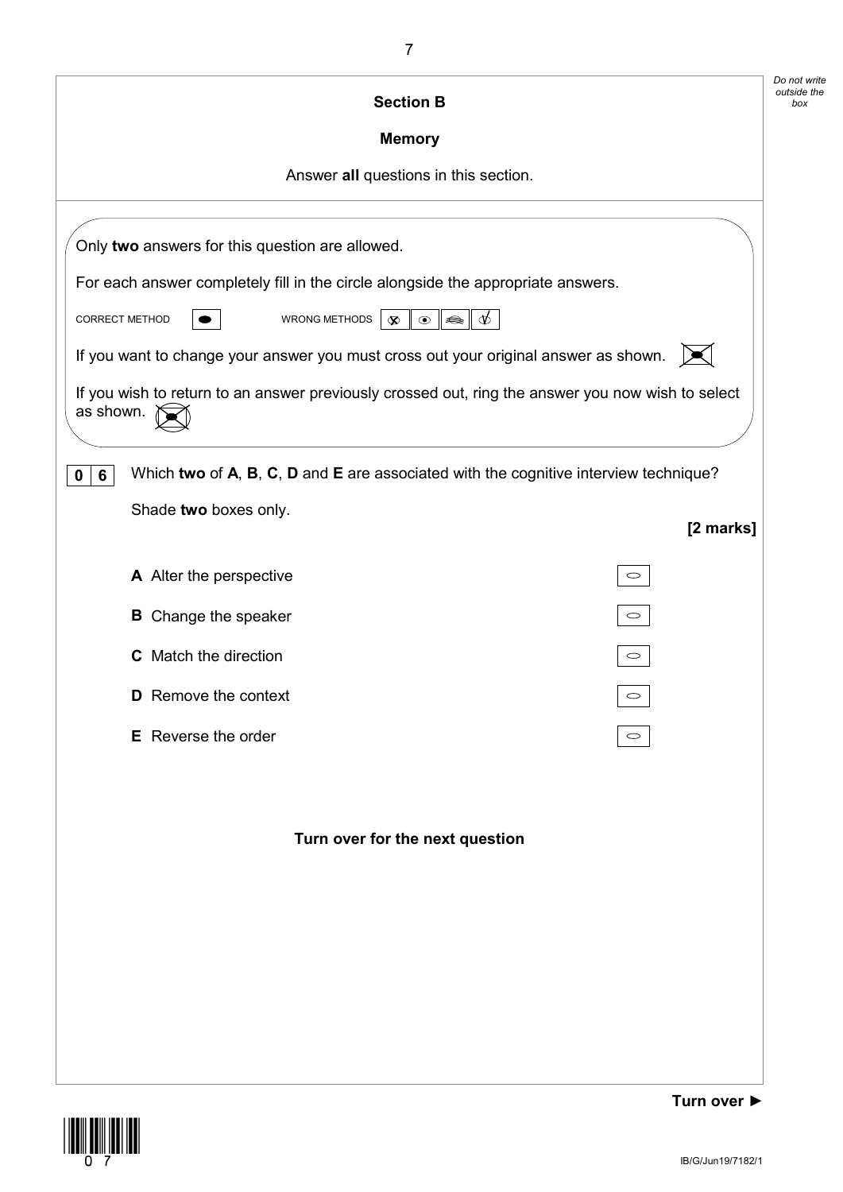## Section B

### Memory

Answer **all** questions in this section.

Only **two** answers for this question are allowed.

For each answer completely fill in the circle alongside the appropriate answers.

CORRECT METHOD ⬬ WRONG METHODS

If you want to change your answer you must cross out your original answer as shown.

If you wish to return to an answer previously crossed out, ring the answer you now wish to select as shown.

**0 6** Which **two** of **A**, **B**, **C**, **D** and **E** are associated with the cognitive interview technique?

Shade **two** boxes only.

**[2 marks]**

**A** Alter the perspective ⬭

**B** Change the speaker ⬭

**C** Match the direction ⬭

**D** Remove the context ⬭

**E** Reverse the order ⬭

**Turn over for the next question**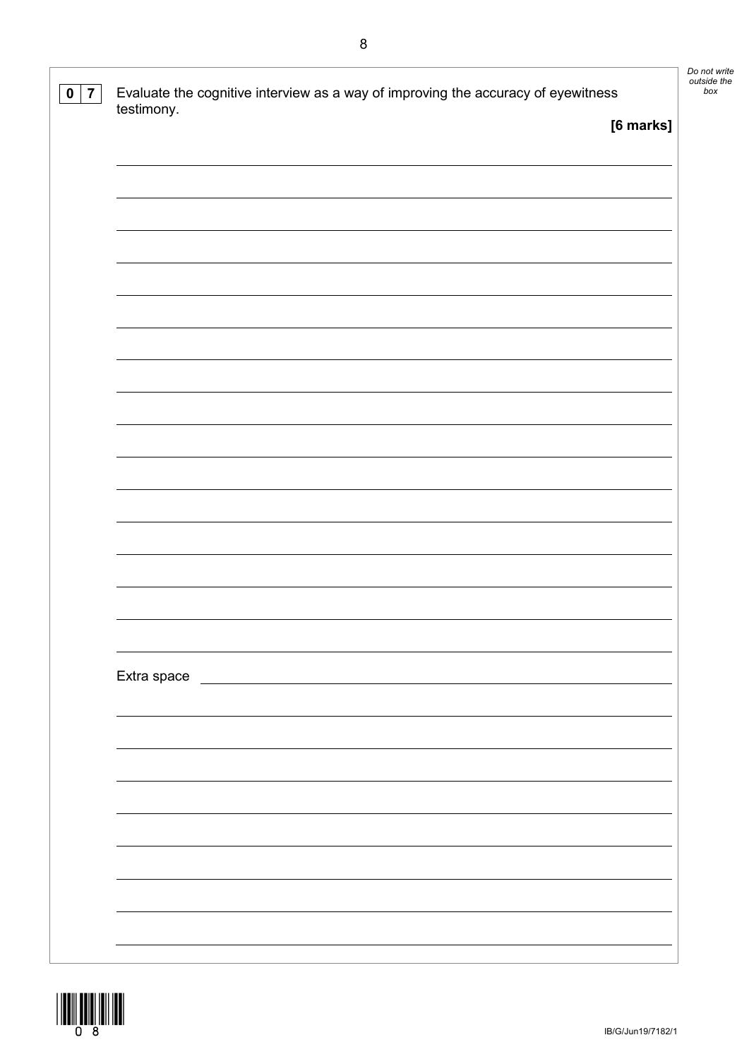**0 7** Evaluate the cognitive interview as a way of improving the accuracy of eyewitness testimony.

**[6 marks]**

Extra space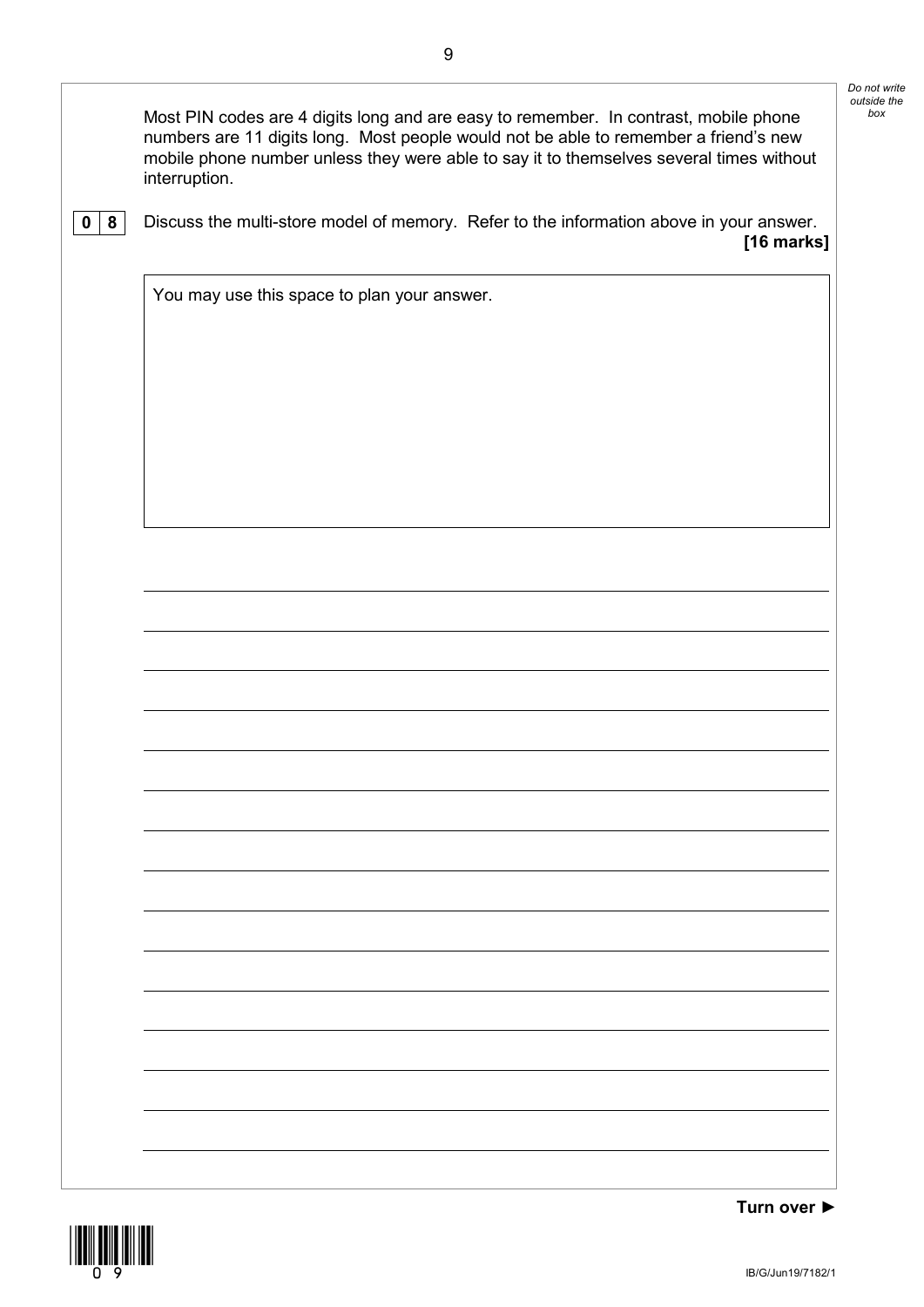Most PIN codes are 4 digits long and are easy to remember. In contrast, mobile phone numbers are 11 digits long. Most people would not be able to remember a friend's new mobile phone number unless they were able to say it to themselves several times without interruption.

**0 8** Discuss the multi-store model of memory. Refer to the information above in your answer. **[16 marks]**

You may use this space to plan your answer.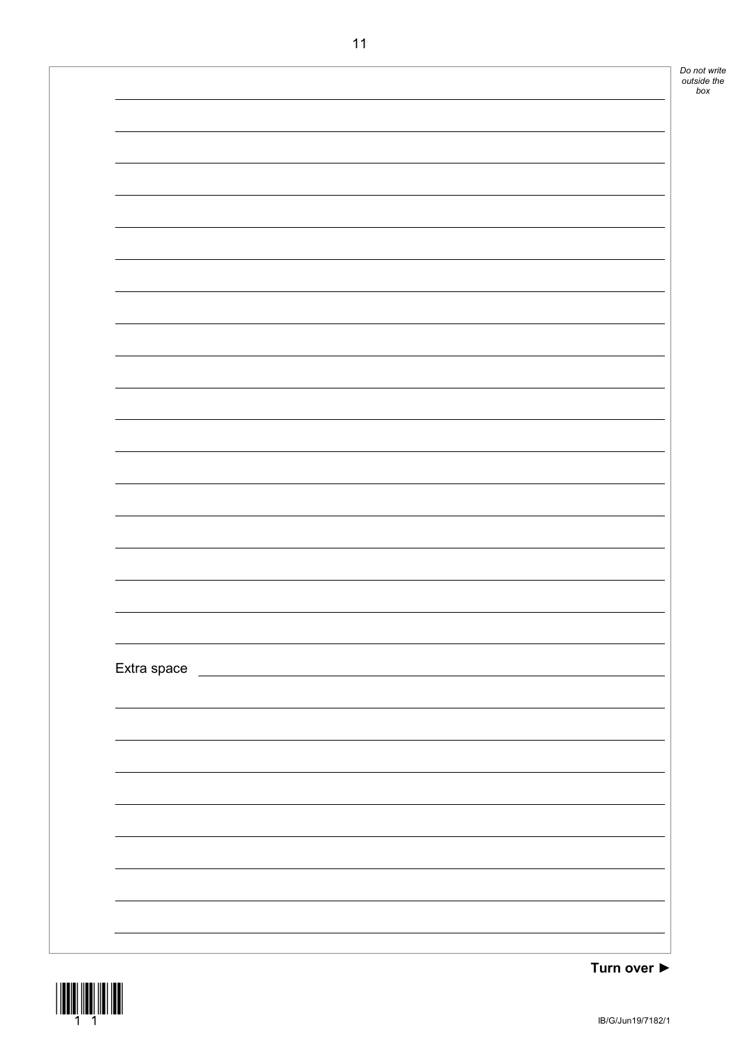Extra space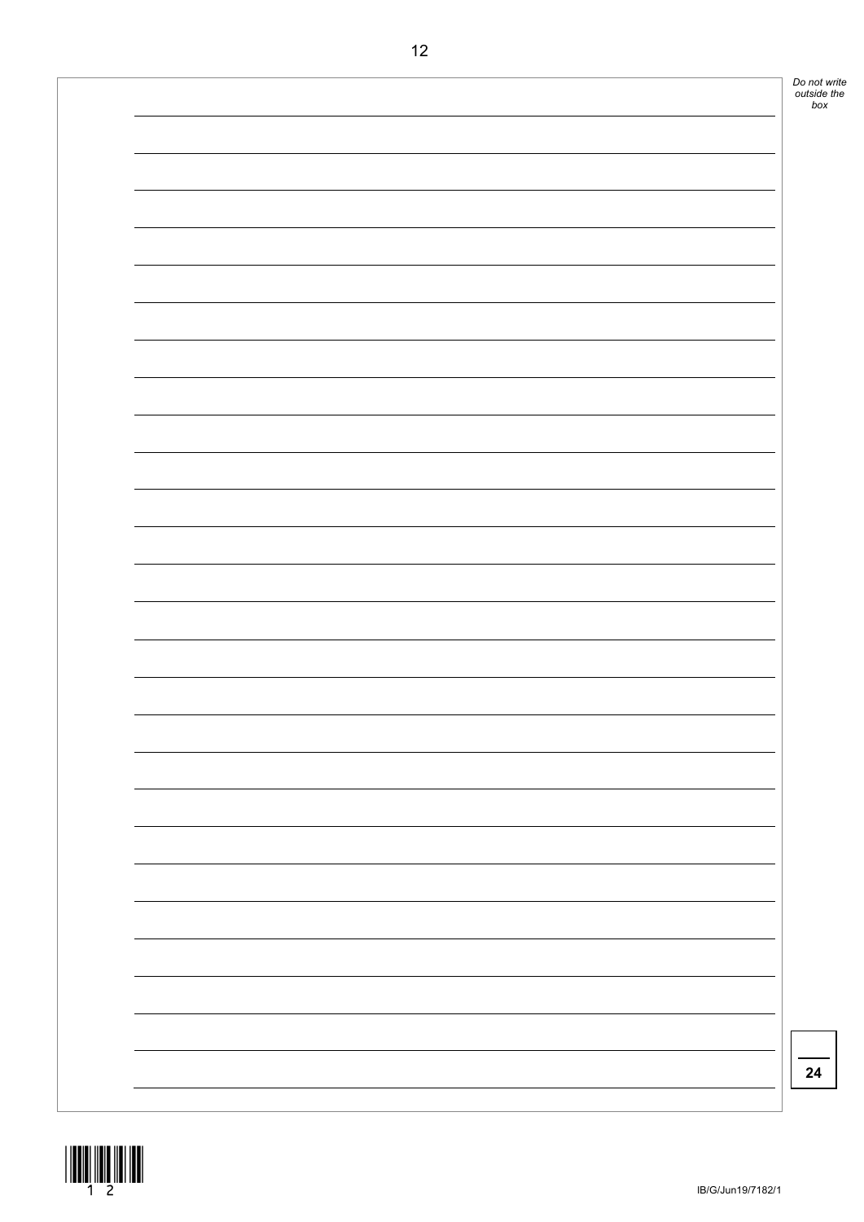24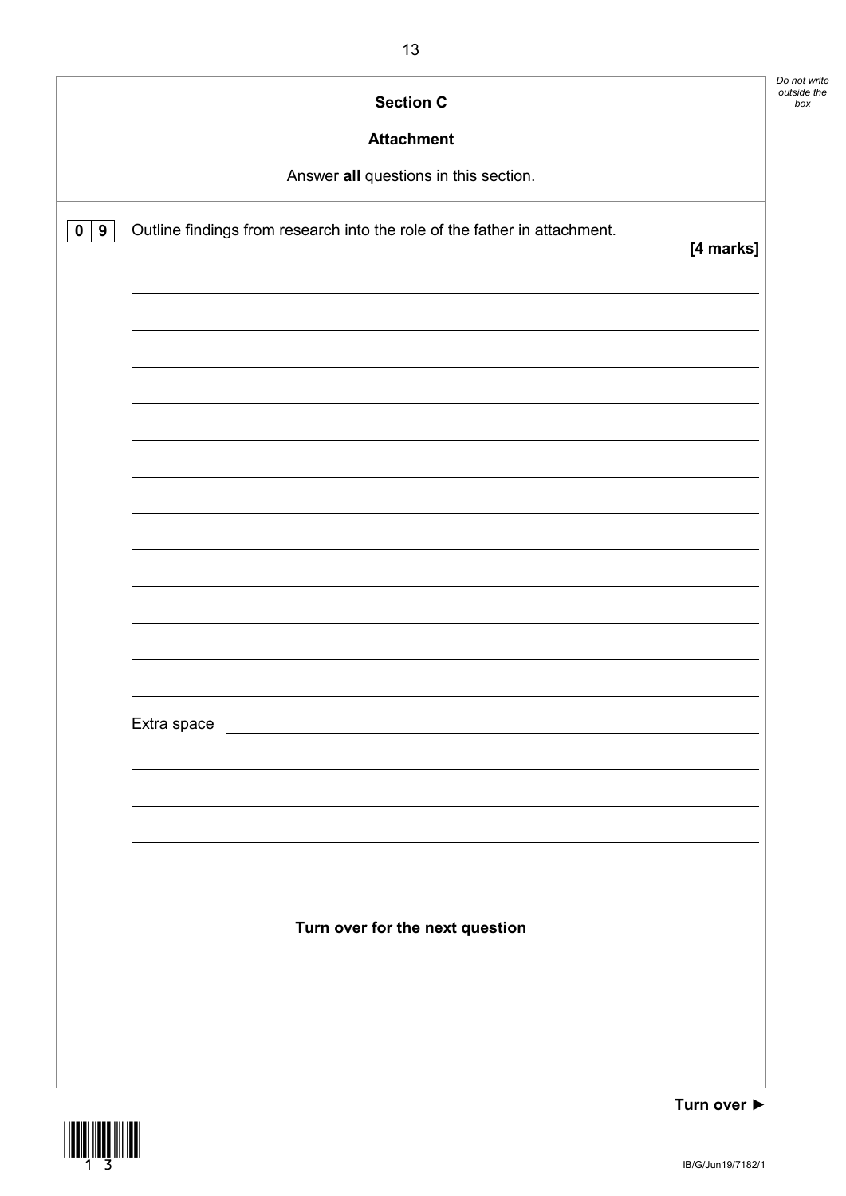## Section C

### Attachment

Answer **all** questions in this section.

**0 9** Outline findings from research into the role of the father in attachment.

**[4 marks]**

Extra space

**Turn over for the next question**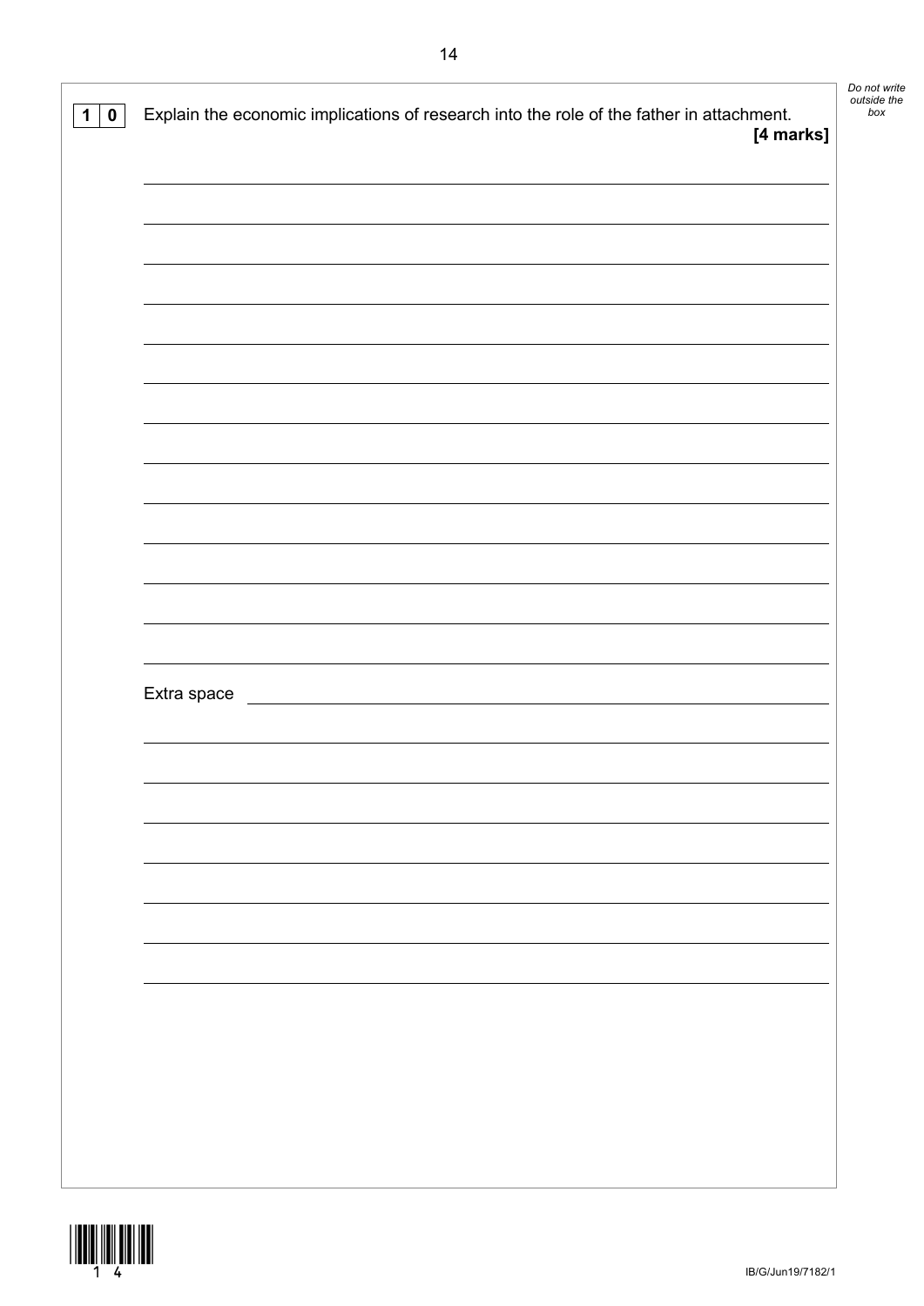**1 0** Explain the economic implications of research into the role of the father in attachment.

**[4 marks]**

Extra space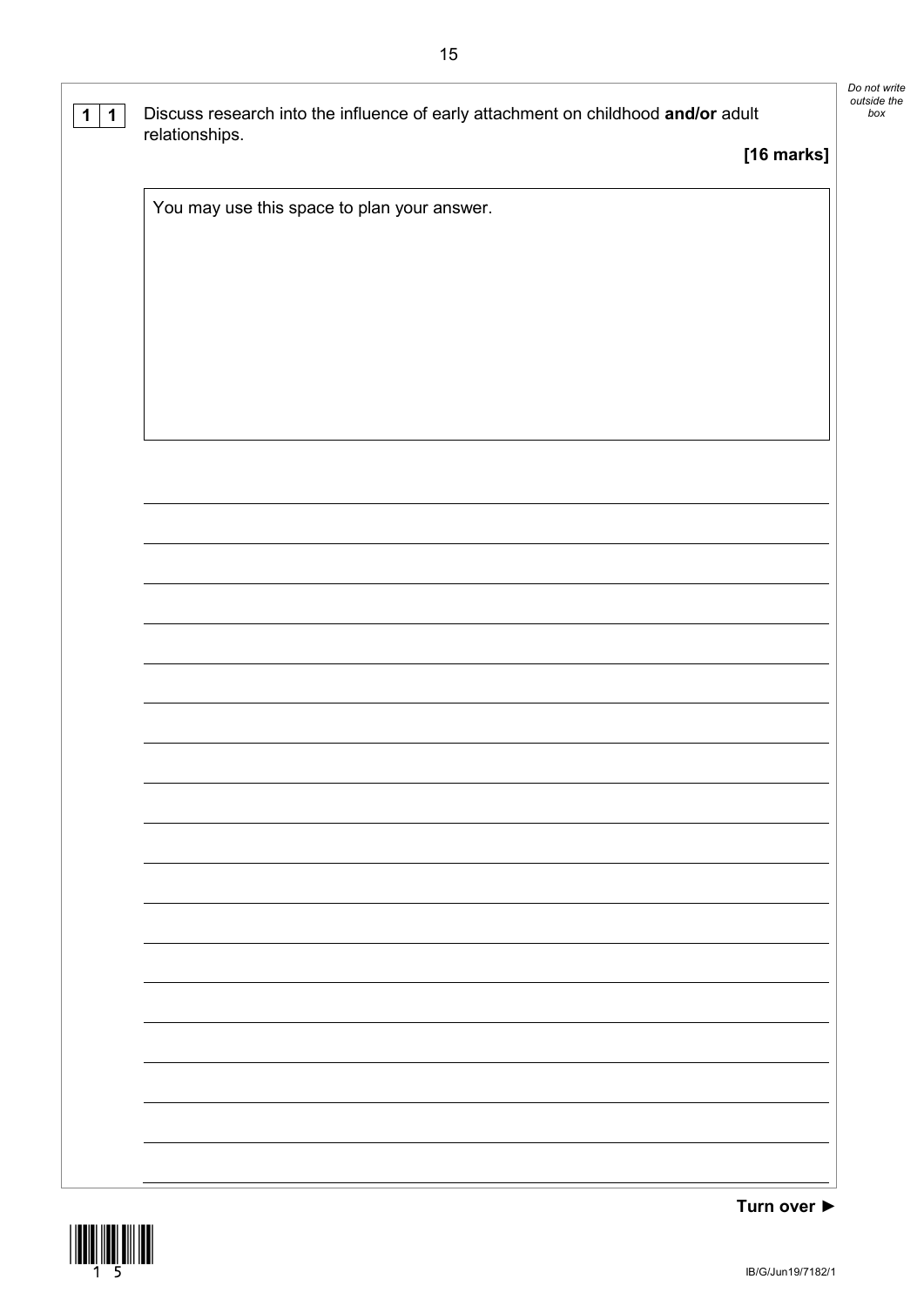**1 1** Discuss research into the influence of early attachment on childhood **and/or** adult relationships.

**[16 marks]**

You may use this space to plan your answer.

**Turn over ►**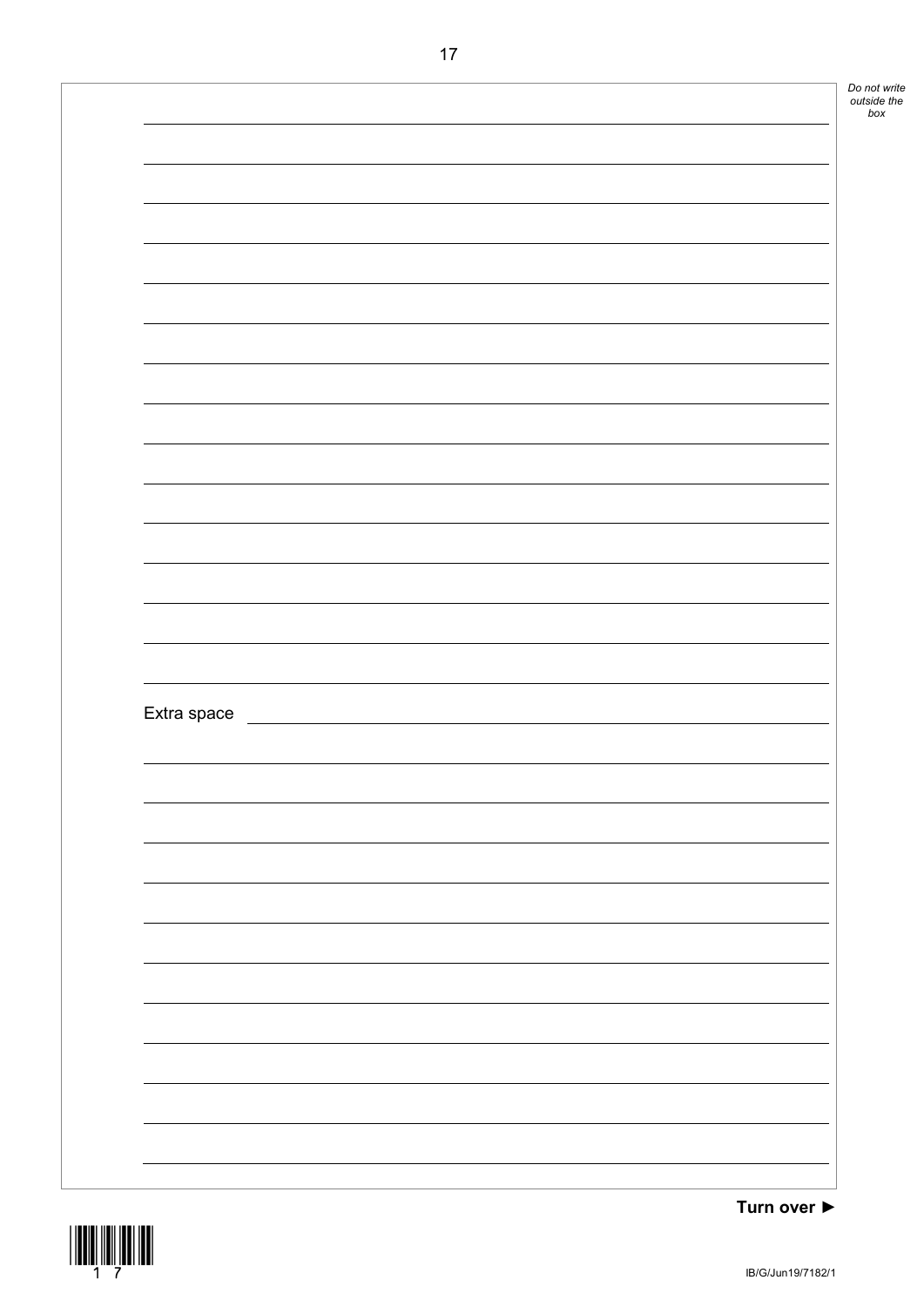Extra space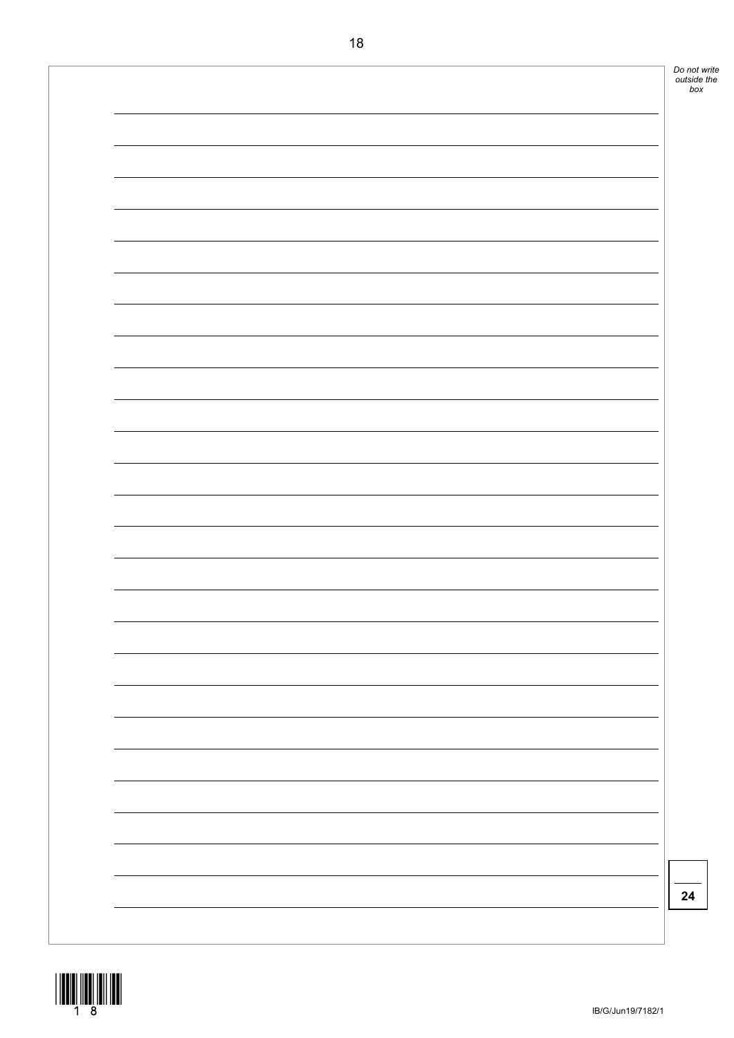24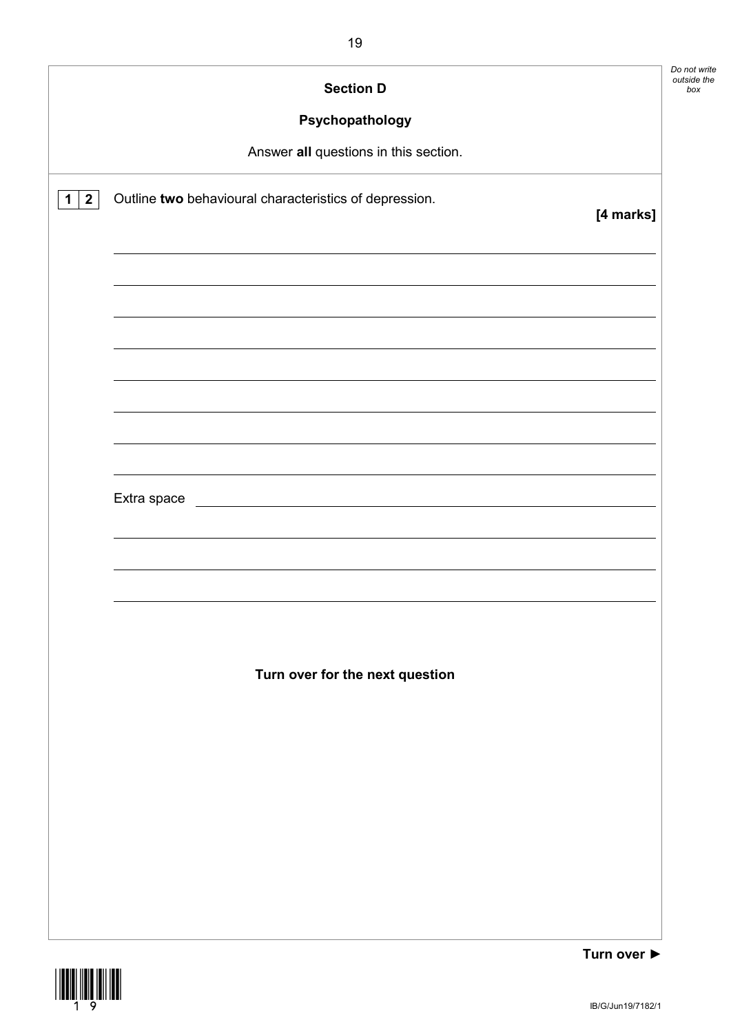## Section D

### Psychopathology

Answer **all** questions in this section.

**1 2** Outline **two** behavioural characteristics of depression.

**[4 marks]**

Extra space

**Turn over for the next question**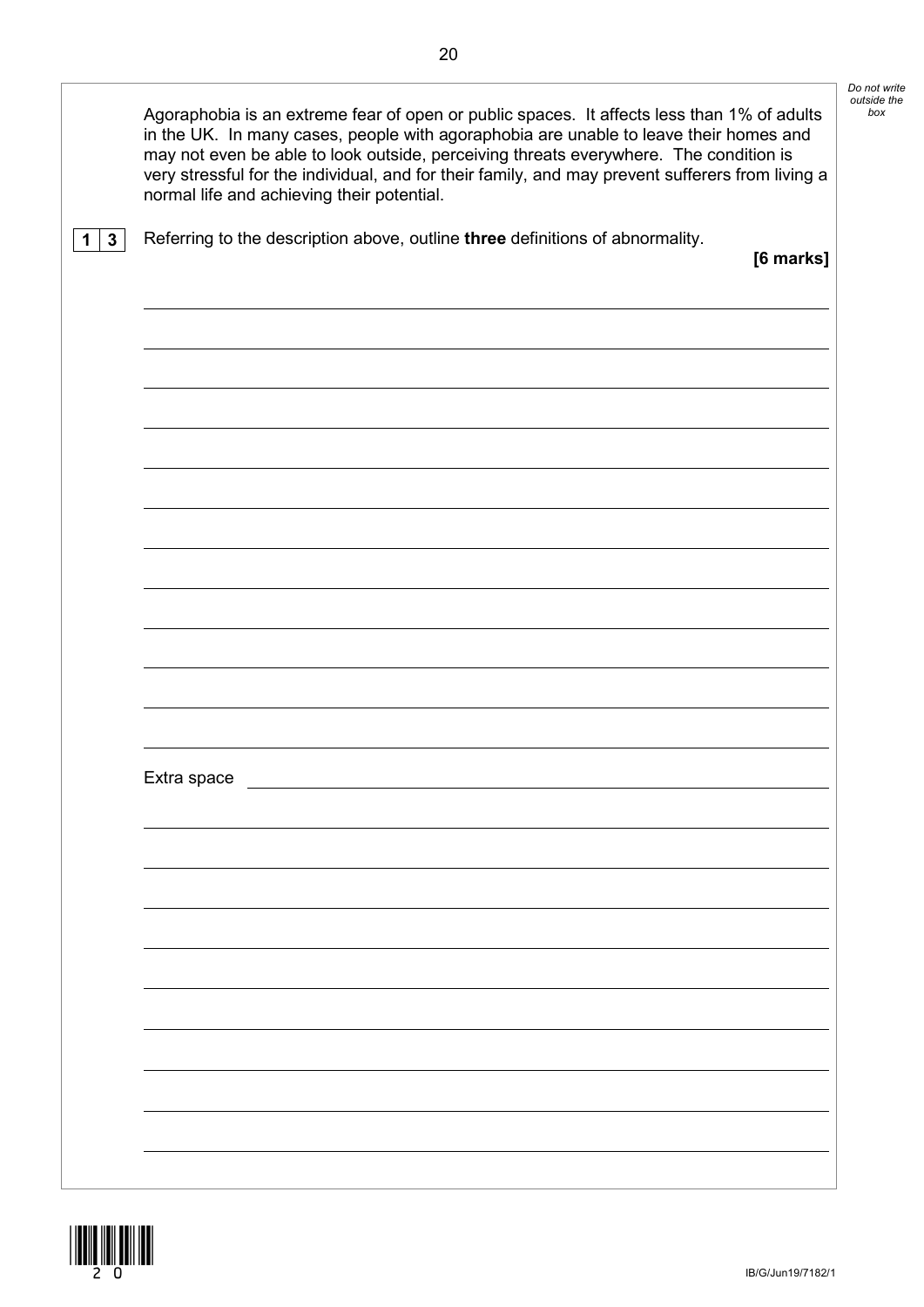Agoraphobia is an extreme fear of open or public spaces. It affects less than 1% of adults in the UK. In many cases, people with agoraphobia are unable to leave their homes and may not even be able to look outside, perceiving threats everywhere. The condition is very stressful for the individual, and for their family, and may prevent sufferers from living a normal life and achieving their potential.

**1 3** Referring to the description above, outline **three** definitions of abnormality.

**[6 marks]**

Extra space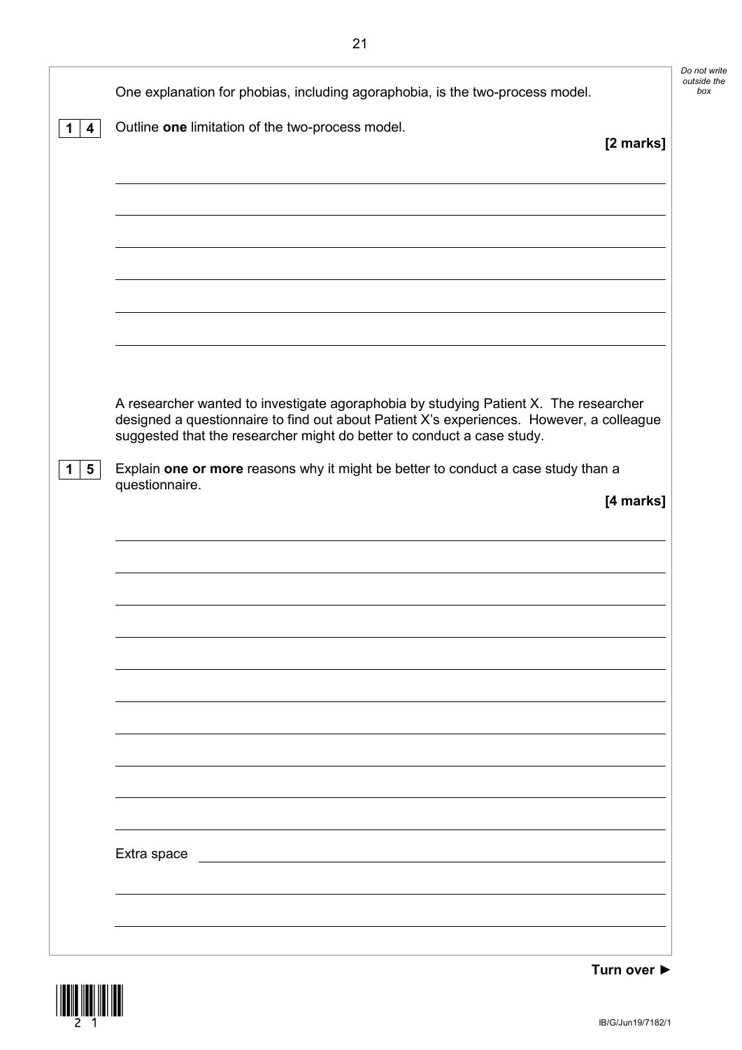One explanation for phobias, including agoraphobia, is the two-process model.

**1 4** Outline **one** limitation of the two-process model.

**[2 marks]**

A researcher wanted to investigate agoraphobia by studying Patient X. The researcher designed a questionnaire to find out about Patient X's experiences. However, a colleague suggested that the researcher might do better to conduct a case study.

**1 5** Explain **one or more** reasons why it might be better to conduct a case study than a questionnaire.

**[4 marks]**

Extra space

**Turn over ►**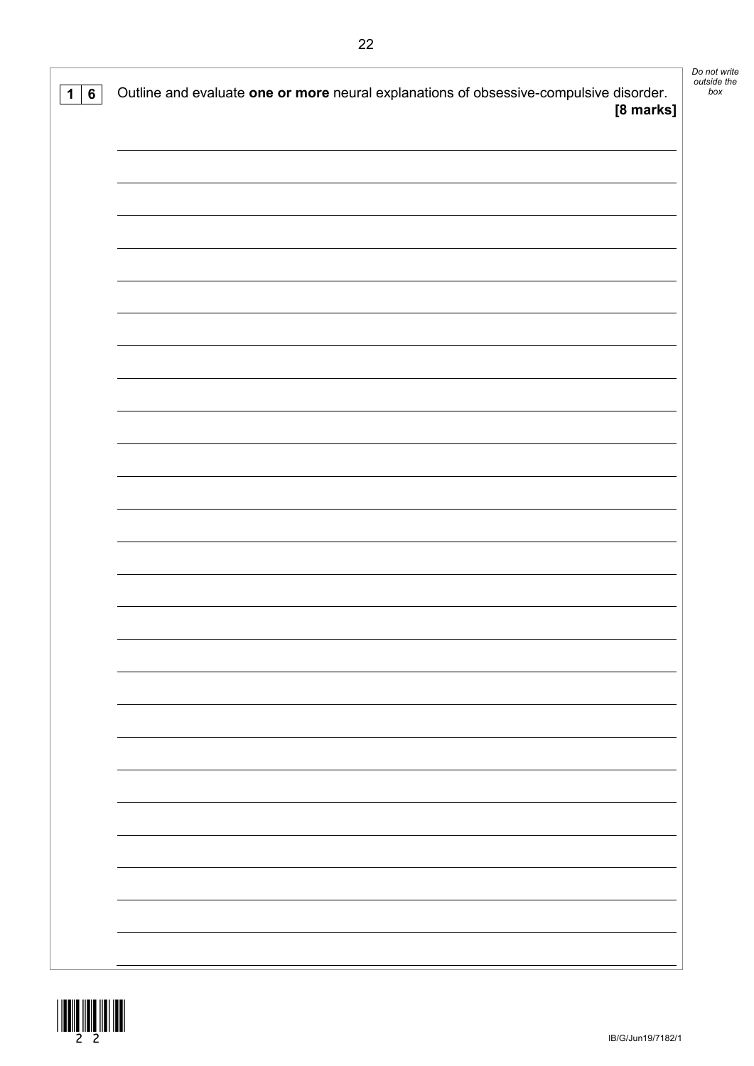**1 6** Outline and evaluate **one or more** neural explanations of obsessive-compulsive disorder.

**[8 marks]**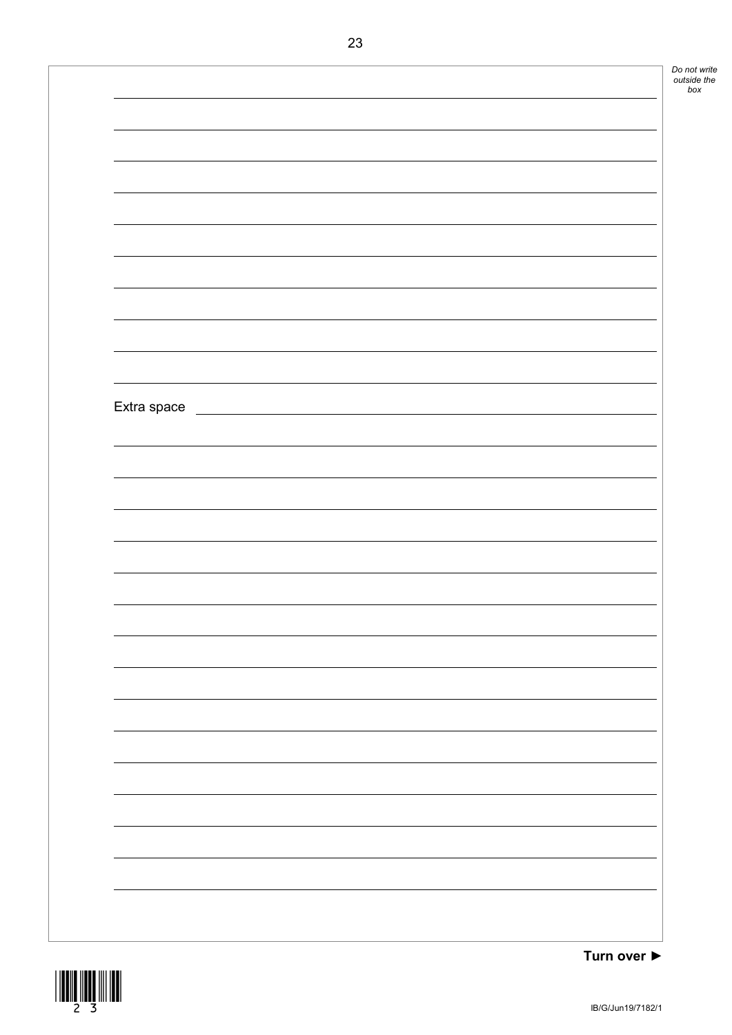Extra space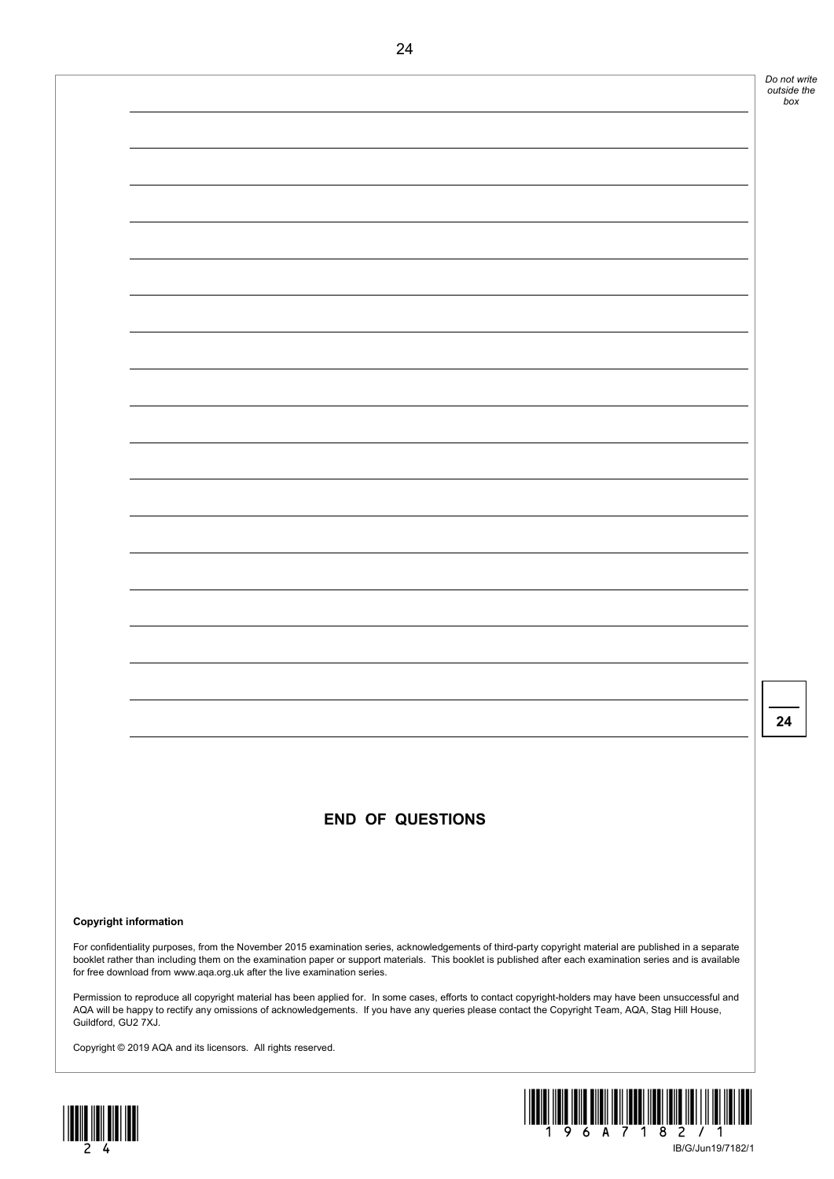24

**END OF QUESTIONS**

**Copyright information**

For confidentiality purposes, from the November 2015 examination series, acknowledgements of third-party copyright material are published in a separate booklet rather than including them on the examination paper or support materials. This booklet is published after each examination series and is available for free download from www.aqa.org.uk after the live examination series.

Permission to reproduce all copyright material has been applied for. In some cases, efforts to contact copyright-holders may have been unsuccessful and AQA will be happy to rectify any omissions of acknowledgements. If you have any queries please contact the Copyright Team, AQA, Stag Hill House, Guildford, GU2 7XJ.

Copyright © 2019 AQA and its licensors. All rights reserved.

IB/G/Jun19/7182/1